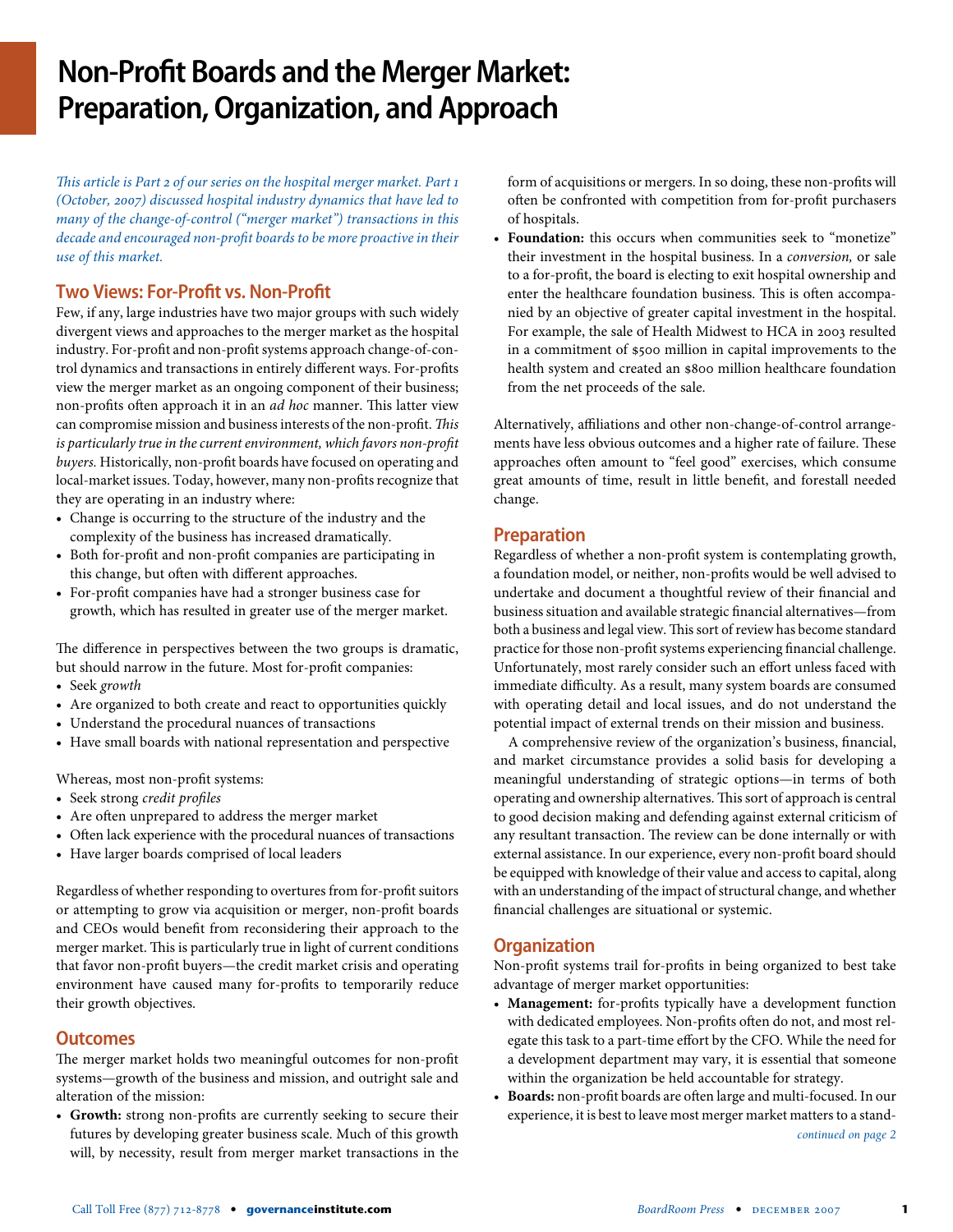# Non-Profit Boards and the Merger Market: Preparation, Organization, and Approach

*This article is Part 2 of our series on the hospital merger market. Part 1 (October, 2007) discussed hospital industry dynamics that have led to many of the change-of-control ("merger market") transactions in this decade and encouraged non-profit boards to be more proactive in their use of this market.*

## Two Views: For-Profit vs. Non-Profit

Few, if any, large industries have two major groups with such widely divergent views and approaches to the merger market as the hospital industry. For-profit and non-profit systems approach change-of-control dynamics and transactions in entirely different ways. For-profits view the merger market as an ongoing component of their business; non-profits often approach it in an *ad hoc* manner. This latter view can compromise mission and business interests of the non-profit. *This is particularly true in the current environment, which favors non-profit buyers.* Historically, non-profit boards have focused on operating and local-market issues. Today, however, many non-profits recognize that they are operating in an industry where:

- Change is occurring to the structure of the industry and the complexity of the business has increased dramatically.
- Both for-profit and non-profit companies are participating in this change, but often with different approaches.
- For-profit companies have had a stronger business case for growth, which has resulted in greater use of the merger market.

The difference in perspectives between the two groups is dramatic, but should narrow in the future. Most for-profit companies:

- Seek *growth*
- Are organized to both create and react to opportunities quickly
- Understand the procedural nuances of transactions
- Have small boards with national representation and perspective

Whereas, most non-profit systems:

- Seek strong *credit profiles*
- Are often unprepared to address the merger market
- Often lack experience with the procedural nuances of transactions
- Have larger boards comprised of local leaders

Regardless of whether responding to overtures from for-profit suitors or attempting to grow via acquisition or merger, non-profit boards and CEOs would benefit from reconsidering their approach to the merger market. This is particularly true in light of current conditions that favor non-profit buyers—the credit market crisis and operating environment have caused many for-profits to temporarily reduce their growth objectives.

## Outcomes

The merger market holds two meaningful outcomes for non-profit systems—growth of the business and mission, and outright sale and alteration of the mission:

- **Growth:** strong non-profits are currently seeking to secure their futures by developing greater business scale. Much of this growth will, by necessity, result from merger market transactions in the form of acquisitions or mergers. In so doing, these non-profits will often be confronted with competition from for-profit purchasers of hospitals.
- **Foundation:** this occurs when communities seek to "monetize" their investment in the hospital business. In a *conversion,* or sale to a for-profit, the board is electing to exit hospital ownership and enter the healthcare foundation business. This is often accompanied by an objective of greater capital investment in the hospital. For example, the sale of Health Midwest to HCA in 2003 resulted in a commitment of $500 million in capital improvements to the health system and created an $800 million healthcare foundation from the net proceeds of the sale.

Alternatively, affiliations and other non-change-of-control arrangements have less obvious outcomes and a higher rate of failure. These approaches often amount to "feel good" exercises, which consume great amounts of time, result in little benefit, and forestall needed change.

## Preparation

Regardless of whether a non-profit system is contemplating growth, a foundation model, or neither, non-profits would be well advised to undertake and document a thoughtful review of their financial and business situation and available strategic financial alternatives—from both a business and legal view. This sort of review has become standard practice for those non-profit systems experiencing financial challenge. Unfortunately, most rarely consider such an effort unless faced with immediate difficulty. As a result, many system boards are consumed with operating detail and local issues, and do not understand the potential impact of external trends on their mission and business.

A comprehensive review of the organization's business, financial, and market circumstance provides a solid basis for developing a meaningful understanding of strategic options—in terms of both operating and ownership alternatives. This sort of approach is central to good decision making and defending against external criticism of any resultant transaction. The review can be done internally or with external assistance. In our experience, every non-profit board should be equipped with knowledge of their value and access to capital, along with an understanding of the impact of structural change, and whether financial challenges are situational or systemic.

## Organization

Non-profit systems trail for-profits in being organized to best take advantage of merger market opportunities:

- **Management:** for-profits typically have a development function with dedicated employees. Non-profits often do not, and most relegate this task to a part-time effort by the CFO. While the need for a development department may vary, it is essential that someone within the organization be held accountable for strategy.
- **Boards:** non-profit boards are often large and multi-focused. In our experience, it is best to leave most merger market matters to a stand-

*continued on page 2*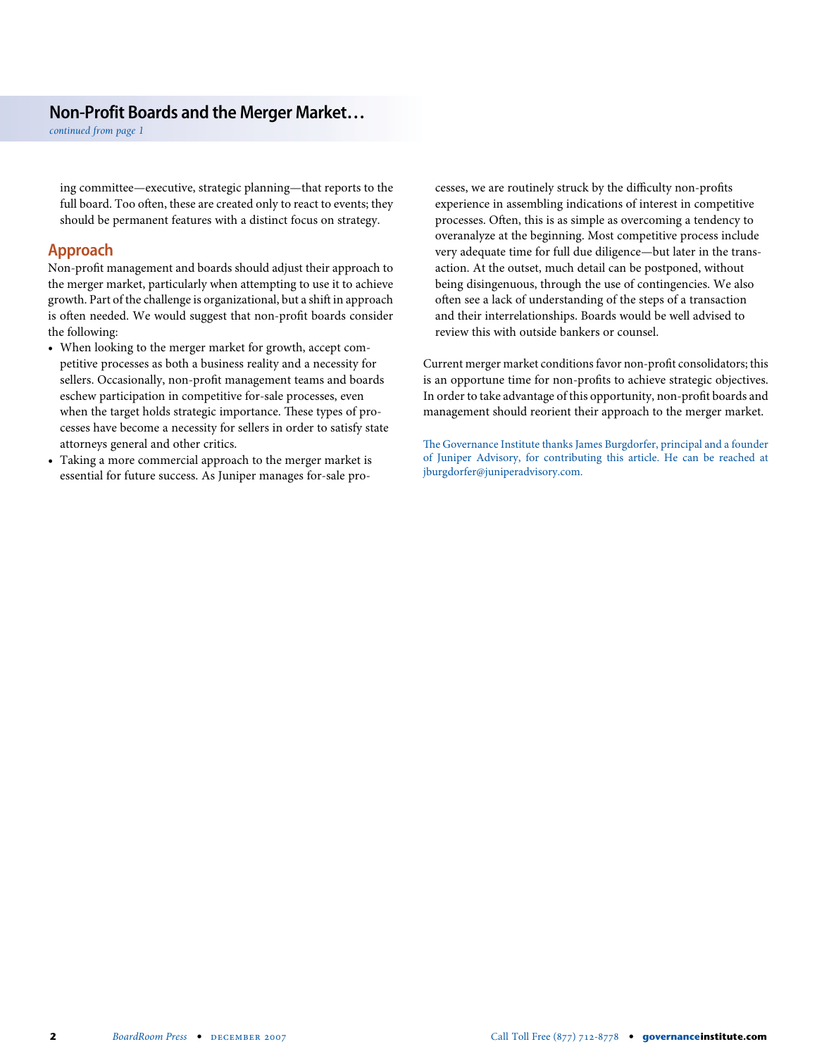## Non-Profit Boards and the Merger Market…

*continued from page 1*

ing committee—executive, strategic planning—that reports to the full board. Too often, these are created only to react to events; they should be permanent features with a distinct focus on strategy.

## Approach

Non-profit management and boards should adjust their approach to the merger market, particularly when attempting to use it to achieve growth. Part of the challenge is organizational, but a shift in approach is often needed. We would suggest that non-profit boards consider the following:

- When looking to the merger market for growth, accept competitive processes as both a business reality and a necessity for sellers. Occasionally, non-profit management teams and boards eschew participation in competitive for-sale processes, even when the target holds strategic importance. These types of processes have become a necessity for sellers in order to satisfy state attorneys general and other critics.
- Taking a more commercial approach to the merger market is essential for future success. As Juniper manages for-sale processes, we are routinely struck by the difficulty non-profits experience in assembling indications of interest in competitive processes. Often, this is as simple as overcoming a tendency to overanalyze at the beginning. Most competitive process include very adequate time for full due diligence—but later in the transaction. At the outset, much detail can be postponed, without being disingenuous, through the use of contingencies. We also often see a lack of understanding of the steps of a transaction and their interrelationships. Boards would be well advised to review this with outside bankers or counsel.

Current merger market conditions favor non-profit consolidators; this is an opportune time for non-profits to achieve strategic objectives. In order to take advantage of this opportunity, non-profit boards and management should reorient their approach to the merger market.

The Governance Institute thanks James Burgdorfer, principal and a founder of Juniper Advisory, for contributing this article. He can be reached at jburgdorfer@juniperadvisory.com.